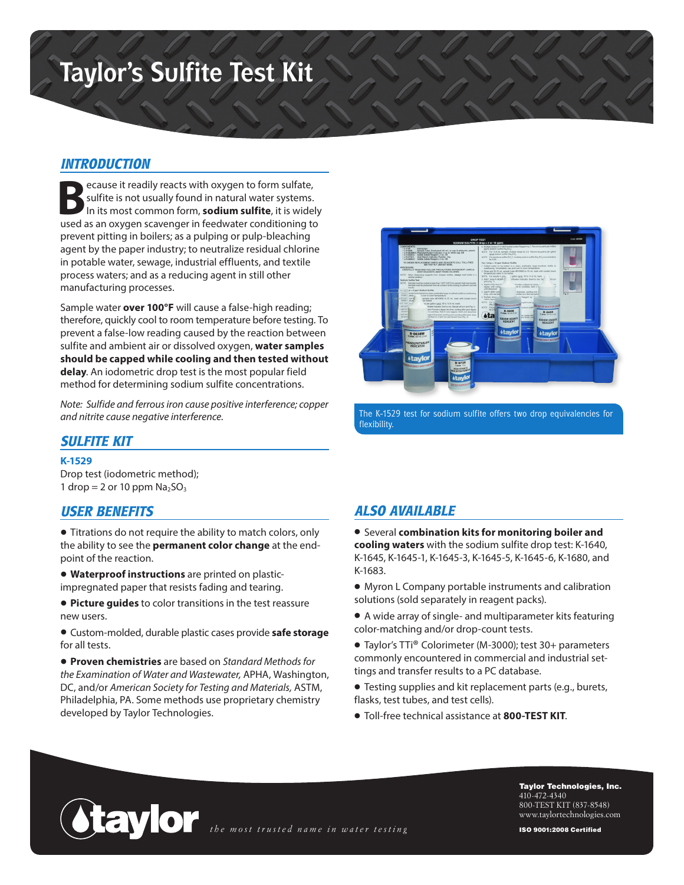# Taylor's Sulfite Test Kit

## INTRODUCTION

Because it readily reacts with oxygen to form sulfate, sulfite is not usually found in natural water systems. In its most common form, **sodium sulfite**, it is widely used as an oxygen scavenger in feedwater conditioning to prevent pitting in boilers; as a pulping or pulp-bleaching agent by the paper industry; to neutralize residual chlorine in potable water, sewage, industrial effluents, and textile process waters; and as a reducing agent in still other manufacturing processes.

Sample water **over 100°F** will cause a false-high reading; therefore, quickly cool to room temperature before testing. To prevent a false-low reading caused by the reaction between sulfite and ambient air or dissolved oxygen, **water samples should be capped while cooling and then tested without delay**. An iodometric drop test is the most popular field method for determining sodium sulfite concentrations.

*Note: Sulfide and ferrous iron cause positive interference; copper and nitrite cause negative interference.*

The K-1529 test for sodium sulfite offers two drop equivalencies for flexibility.

## SULFITE KIT

**K-1529**

Drop test (iodometric method);
1 drop = 2 or 10 ppm $Na_2SO_3$

## USER BENEFITS

- Titrations do not require the ability to match colors, only the ability to see the **permanent color change** at the end-point of the reaction.
- **Waterproof instructions** are printed on plastic-impregnated paper that resists fading and tearing.
- **Picture guides** to color transitions in the test reassure new users.
- Custom-molded, durable plastic cases provide **safe storage** for all tests.
- **Proven chemistries** are based on *Standard Methods for the Examination of Water and Wastewater,* APHA, Washington, DC, and/or *American Society for Testing and Materials,* ASTM, Philadelphia, PA. Some methods use proprietary chemistry developed by Taylor Technologies.

## ALSO AVAILABLE

- Several **combination kits for monitoring boiler and cooling waters** with the sodium sulfite drop test: K-1640, K-1645, K-1645-1, K-1645-3, K-1645-5, K-1645-6, K-1680, and K-1683.
- Myron L Company portable instruments and calibration solutions (sold separately in reagent packs).
- A wide array of single- and multiparameter kits featuring color-matching and/or drop-count tests.
- Taylor's TTi® Colorimeter (M-3000); test 30+ parameters commonly encountered in commercial and industrial settings and transfer results to a PC database.
- Testing supplies and kit replacement parts (e.g., burets, flasks, test tubes, and test cells).
- Toll-free technical assistance at **800-TEST KIT**.

taylor *the most trusted name in water testing*

**Taylor Technologies, Inc.**
410-472-4340
800-TEST KIT (837-8548)
www.taylortechnologies.com

**ISO 9001:2008 Certified**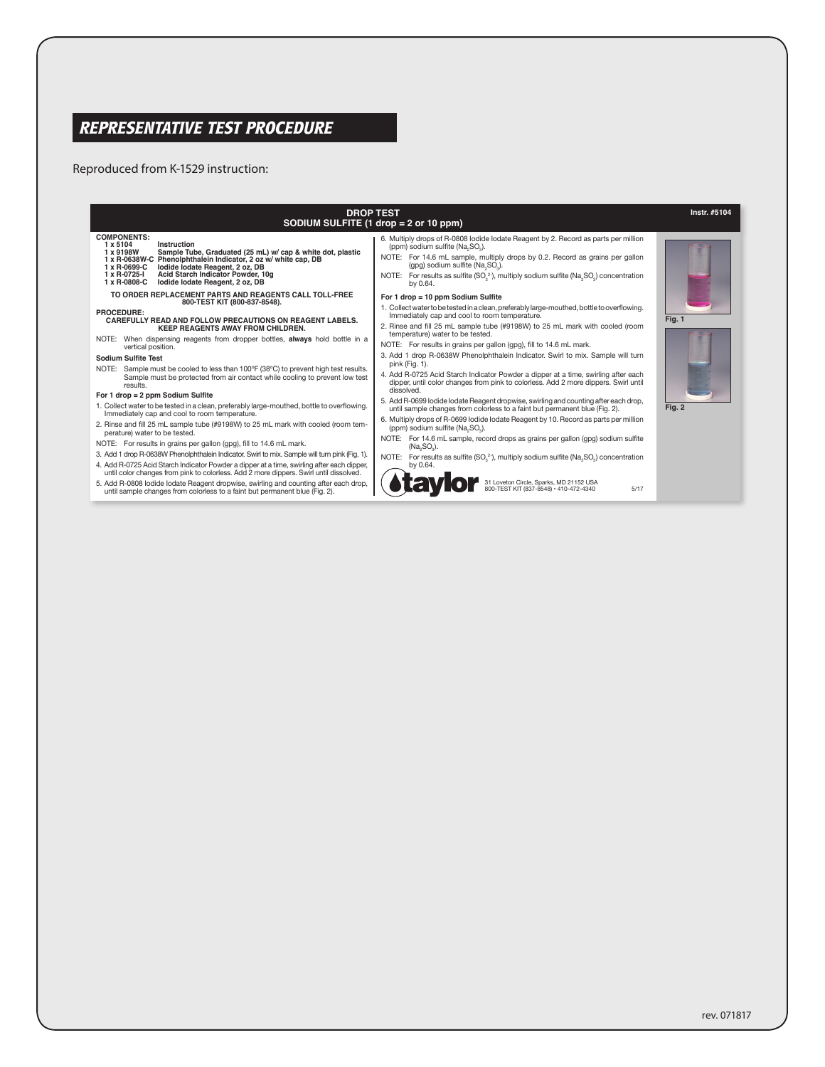## *REPRESENTATIVE TEST PROCEDURE*

Reproduced from K-1529 instruction:

### DROP TEST
### SODIUM SULFITE (1 drop = 2 or 10 ppm)

Instr. #5104

**COMPONENTS:**

**1 x 5104 Instruction**
**1 x 9198W Sample Tube, Graduated (25 mL) w/ cap & white dot, plastic**
**1 x R-0638W-C Phenolphthalein Indicator, 2 oz w/ white cap, DB**
**1 x R-0699-C Iodide Iodate Reagent, 2 oz, DB**
**1 x R-0725-I Acid Starch Indicator Powder, 10g**
**1 x R-0808-C Iodide Iodate Reagent, 2 oz, DB**

**TO ORDER REPLACEMENT PARTS AND REAGENTS CALL TOLL-FREE 800-TEST KIT (800-837-8548).**

**PROCEDURE:**

**CAREFULLY READ AND FOLLOW PRECAUTIONS ON REAGENT LABELS. KEEP REAGENTS AWAY FROM CHILDREN.**

NOTE: When dispensing reagents from dropper bottles, **always** hold bottle in a vertical position.

**Sodium Sulfite Test**

NOTE: Sample must be cooled to less than 100°F (38°C) to prevent high test results. Sample must be protected from air contact while cooling to prevent low test results.

**For 1 drop = 2 ppm Sodium Sulfite**

1. Collect water to be tested in a clean, preferably large-mouthed, bottle to overflowing. Immediately cap and cool to room temperature.
2. Rinse and fill 25 mL sample tube (#9198W) to 25 mL mark with cooled (room temperature) water to be tested.

NOTE: For results in grains per gallon (gpg), fill to 14.6 mL mark.

3. Add 1 drop R-0638W Phenolphthalein Indicator. Swirl to mix. Sample will turn pink (Fig. 1).
4. Add R-0725 Acid Starch Indicator Powder a dipper at a time, swirling after each dipper, until color changes from pink to colorless. Add 2 more dippers. Swirl until dissolved.
5. Add R-0808 Iodide Iodate Reagent dropwise, swirling and counting after each drop, until sample changes from colorless to a faint but permanent blue (Fig. 2).
6. Multiply drops of R-0808 Iodide Iodate Reagent by 2. Record as parts per million (ppm) sodium sulfite ($Na_2SO_3$).

NOTE: For 14.6 mL sample, multiply drops by 0.2. Record as grains per gallon (gpg) sodium sulfite ($Na_2SO_3$).

NOTE: For results as sulfite ($SO_3^{2-}$), multiply sodium sulfite ($Na_2SO_3$) concentration by 0.64.

**For 1 drop = 10 ppm Sodium Sulfite**

1. Collect water to be tested in a clean, preferably large-mouthed, bottle to overflowing. Immediately cap and cool to room temperature.
2. Rinse and fill 25 mL sample tube (#9198W) to 25 mL mark with cooled (room temperature) water to be tested.

NOTE: For results in grains per gallon (gpg), fill to 14.6 mL mark.

3. Add 1 drop R-0638W Phenolphthalein Indicator. Swirl to mix. Sample will turn pink (Fig. 1).
4. Add R-0725 Acid Starch Indicator Powder a dipper at a time, swirling after each dipper, until color changes from pink to colorless. Add 2 more dippers. Swirl until dissolved.
5. Add R-0699 Iodide Iodate Reagent dropwise, swirling and counting after each drop, until sample changes from colorless to a faint but permanent blue (Fig. 2).
6. Multiply drops of R-0699 Iodide Iodate Reagent by 10. Record as parts per million (ppm) sodium sulfite ($Na_2SO_3$).

NOTE: For 14.6 mL sample, record drops as grains per gallon (gpg) sodium sulfite ($Na_2SO_3$).

NOTE: For results as sulfite ($SO_3^{2-}$), multiply sodium sulfite ($Na_2SO_3$) concentration by 0.64.

Fig. 1

Fig. 2

taylor

31 Loveton Circle, Sparks, MD 21152 USA
800-TEST KIT (837-8548) • 410-472-4340

5/17

rev. 071817